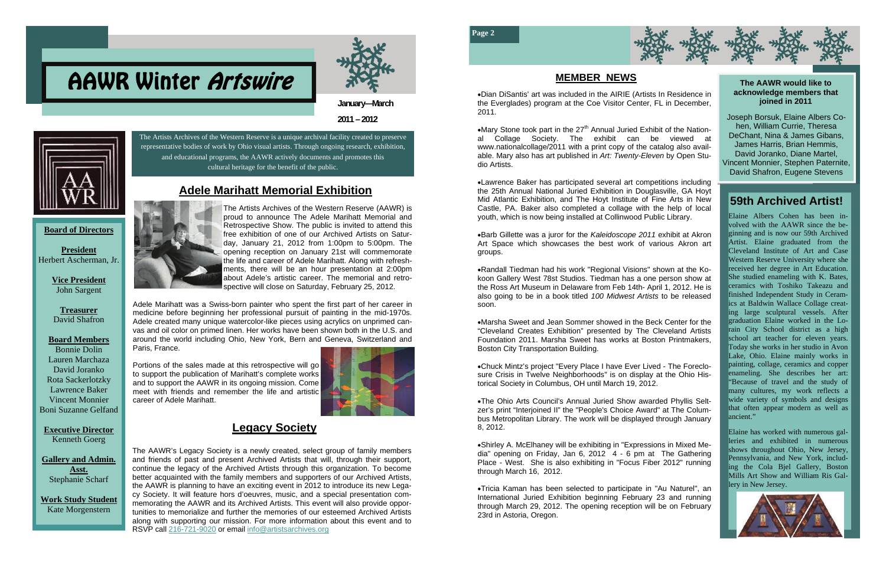# AAWR Winter *Artswire*

**January—March**

**2011 – 2012**

The Artists Archives of the Western Reserve is a unique archival facility created to preserve representative bodies of work by Ohio visual artists. Through ongoing research, exhibition, and educational programs, the AAWR actively documents and promotes this cultural heritage for the benefit of the public.

**Board of Directors**

**President**
Herbert Ascherman, Jr.

**Vice President**
John Sargent

**Treasurer**
David Shafron

**Board Members**
Bonnie Dolin
Lauren Marchaza
David Joranko
Rota Sackerlotzky
Lawrence Baker
Vincent Monnier
Boni Suzanne Gelfand

**Executive Director**
Kenneth Goerg

**Gallery and Admin. Asst.**
Stephanie Scharf

**Work Study Student**
Kate Morgenstern

## Adele Marihatt Memorial Exhibition

The Artists Archives of the Western Reserve (AAWR) is proud to announce The Adele Marihatt Memorial and Retrospective Show. The public is invited to attend this free exhibition of one of our Archived Artists on Saturday, January 21, 2012 from 1:00pm to 5:00pm. The opening reception on January 21st will commemorate the life and career of Adele Marihatt. Along with refreshments, there will be an hour presentation at 2:00pm about Adele's artistic career. The memorial and retrospective will close on Saturday, February 25, 2012.

Adele Marihatt was a Swiss-born painter who spent the first part of her career in medicine before beginning her professional pursuit of painting in the mid-1970s. Adele created many unique watercolor-like pieces using acrylics on unprimed canvas and oil color on primed linen. Her works have been shown both in the U.S. and around the world including Ohio, New York, Bern and Geneva, Switzerland and Paris, France.

Portions of the sales made at this retrospective will go to support the publication of Marihatt's complete works and to support the AAWR in its ongoing mission. Come meet with friends and remember the life and artistic career of Adele Marihatt.

## Legacy Society

The AAWR's Legacy Society is a newly created, select group of family members and friends of past and present Archived Artists that will, through their support, continue the legacy of the Archived Artists through this organization. To become better acquainted with the family members and supporters of our Archived Artists, the AAWR is planning to have an exciting event in 2012 to introduce its new Legacy Society. It will feature hors d'oeuvres, music, and a special presentation commemorating the AAWR and its Archived Artists. This event will also provide opportunities to memorialize and further the memories of our esteemed Archived Artists along with supporting our mission. For more information about this event and to RSVP call 216-721-9020 or email info@artistsarchives.org

## MEMBER NEWS

- Dian DiSantis' art was included in the AIRIE (Artists In Residence in the Everglades) program at the Coe Visitor Center, FL in December, 2011.

- Mary Stone took part in the 27th Annual Juried Exhibit of the National Collage Society. The exhibit can be viewed at www.nationalcollage/2011 with a print copy of the catalog also available. Mary also has art published in *Art: Twenty-Eleven* by Open Studio Artists.

- Lawrence Baker has participated several art competitions including the 25th Annual National Juried Exhibition in Douglasville, GA Hoyt Mid Atlantic Exhibition, and The Hoyt Institute of Fine Arts in New Castle, PA. Baker also completed a collage with the help of local youth, which is now being installed at Collinwood Public Library.

- Barb Gillette was a juror for the *Kaleidoscope 2011* exhibit at Akron Art Space which showcases the best work of various Akron art groups.

- Randall Tiedman had his work "Regional Visions" shown at the Kokoon Gallery West 78st Studios. Tiedman has a one person show at the Ross Art Museum in Delaware from Feb 14th- April 1, 2012. He is also going to be in a book titled *100 Midwest Artists* to be released soon.

- Marsha Sweet and Jean Sommer showed in the Beck Center for the "Cleveland Creates Exhibition" presented by The Cleveland Artists Foundation 2011. Marsha Sweet has works at Boston Printmakers, Boston City Transportation Building.

- Chuck Mintz's project "Every Place I have Ever Lived - The Foreclosure Crisis in Twelve Neighborhoods" is on display at the Ohio Historical Society in Columbus, OH until March 19, 2012.

- The Ohio Arts Council's Annual Juried Show awarded Phyllis Seltzer's print "Interjoined II" the "People's Choice Award" at The Columbus Metropolitan Library. The work will be displayed through January 8, 2012.

- Shirley A. McElhaney will be exhibiting in "Expressions in Mixed Media" opening on Friday, Jan 6, 2012 4 - 6 pm at The Gathering Place - West. She is also exhibiting in "Focus Fiber 2012" running through March 16, 2012.

- Tricia Kaman has been selected to participate in "Au Naturel", an International Juried Exhibition beginning February 23 and running through March 29, 2012. The opening reception will be on February 23rd in Astoria, Oregon.

**The AAWR would like to acknowledge members that joined in 2011**

Joseph Borsuk, Elaine Albers Cohen, William Currie, Theresa DeChant, Nina & James Gibans, James Harris, Brian Hemmis, David Joranko, Diane Martel, Vincent Monnier, Stephen Paternite, David Shafron, Eugene Stevens

## 59th Archived Artist!

Elaine Albers Cohen has been involved with the AAWR since the beginning and is now our 59th Archived Artist. Elaine graduated from the Cleveland Institute of Art and Case Western Reserve University where she received her degree in Art Education. She studied enameling with K. Bates, ceramics with Toshiko Takeazu and finished Independent Study in Ceramics at Baldwin Wallace Collage creating large sculptural vessels. After graduation Elaine worked in the Lorain City School district as a high school art teacher for eleven years. Today she works in her studio in Avon Lake, Ohio. Elaine mainly works in painting, collage, ceramics and copper enameling. She describes her art: "Because of travel and the study of many cultures, my work reflects a wide variety of symbols and designs that often appear modern as well as ancient."

Elaine has worked with numerous galleries and exhibited in numerous shows throughout Ohio, New Jersey, Pennsylvania, and New York, including the Cola Bjel Gallery, Boston Mills Art Show and William Ris Gallery in New Jersey.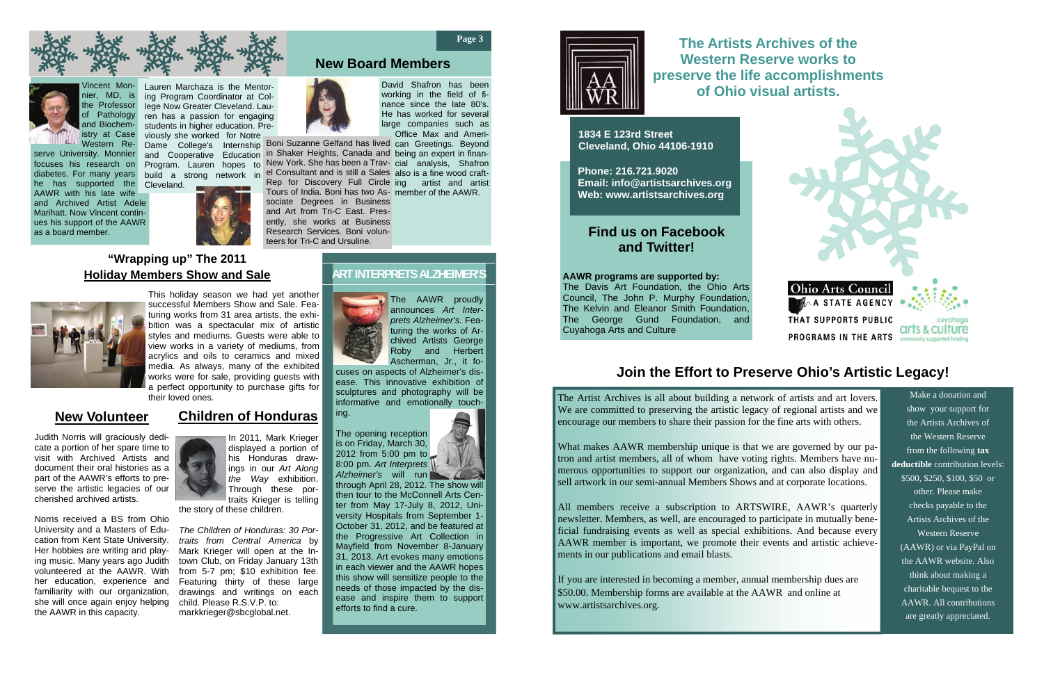## New Board Members

Vincent Monnier, MD, is the Professor of Pathology and Biochemistry at Case Western Reserve University. Monnier focuses his research on diabetes. For many years he has supported the AAWR with his late wife and Archived Artist Adele Marihatt. Now Vincent continues his support of the AAWR as a board member.

Lauren Marchaza is the Mentoring Program Coordinator at College Now Greater Cleveland. Lauren has a passion for engaging students in higher education. Previously she worked for Notre Dame College's Internship and Cooperative Education Program. Lauren hopes to build a strong network in Cleveland.

Boni Suzanne Gelfand has lived in Shaker Heights, Canada and New York. She has been a Travel Consultant and is still a Sales Rep for Discovery Full Circle Tours of India. Boni has two Associate Degrees in Business and Art from Tri-C East. Presently, she works at Business Research Services. Boni volunteers for Tri-C and Ursuline.

David Shafron has been working in the field of finance since the late 80's. He has worked for several large companies such as Office Max and American Greetings. Beyond being an expert in financial analysis, Shafron also is a fine wood crafting artist and artist member of the AAWR.

## "Wrapping up" The 2011 Holiday Members Show and Sale

This holiday season we had yet another successful Members Show and Sale. Featuring works from 31 area artists, the exhibition was a spectacular mix of artistic styles and mediums. Guests were able to view works in a variety of mediums, from acrylics and oils to ceramics and mixed media. As always, many of the exhibited works were for sale, providing guests with a perfect opportunity to purchase gifts for their loved ones.

## New Volunteer

Judith Norris will graciously dedicate a portion of her spare time to visit with Archived Artists and document their oral histories as a part of the AAWR's efforts to preserve the artistic legacies of our cherished archived artists.

Norris received a BS from Ohio University and a Masters of Education from Kent State University. Her hobbies are writing and playing music. Many years ago Judith volunteered at the AAWR. With her education, experience and familiarity with our organization, she will once again enjoy helping the AAWR in this capacity.

## Children of Honduras

In 2011, Mark Krieger displayed a portion of his Honduras drawings in our *Art Along the Way* exhibition. Through these portraits Krieger is telling the story of these children.

*The Children of Honduras: 30 Portraits from Central America* by Mark Krieger will open at the Intown Club, on Friday January 13th from 5-7 pm; $10 exhibition fee. Featuring thirty of these large drawings and writings on each child. Please R.S.V.P. to: markkrieger@sbcglobal.net.

## ART INTERPRETS ALZHEIMER'S

The AAWR proudly announces *Art Interprets Alzheimer's.* Featuring the works of Archived Artists George Roby and Herbert Ascherman, Jr., it focuses on aspects of Alzheimer's disease. This innovative exhibition of sculptures and photography will be informative and emotionally touching.

The opening reception is on Friday, March 30, 2012 from 5:00 pm to 8:00 pm. *Art Interprets Alzheimer's* will run through April 28, 2012. The show will then tour to the McConnell Arts Center from May 17-July 8, 2012, University Hospitals from September 1-October 31, 2012, and be featured at the Progressive Art Collection in Mayfield from November 8-January 31, 2013. Art evokes many emotions in each viewer and the AAWR hopes this show will sensitize people to the needs of those impacted by the disease and inspire them to support efforts to find a cure.

## The Artists Archives of the Western Reserve works to preserve the life accomplishments of Ohio visual artists.

**1834 E 123rd Street**
**Cleveland, Ohio 44106-1910**

**Phone: 216.721.9020**
**Email: info@artistsarchives.org**
**Web: www.artistsarchives.org**

### Find us on Facebook and Twitter!

**AAWR programs are supported by:**
The Davis Art Foundation, the Ohio Arts Council, The John P. Murphy Foundation, The Kelvin and Eleanor Smith Foundation, The George Gund Foundation, and Cuyahoga Arts and Culture

Ohio Arts Council — A STATE AGENCY THAT SUPPORTS PUBLIC PROGRAMS IN THE ARTS

cuyahoga arts & culture — community supported funding

## Join the Effort to Preserve Ohio's Artistic Legacy!

The Artist Archives is all about building a network of artists and art lovers. We are committed to preserving the artistic legacy of regional artists and we encourage our members to share their passion for the fine arts with others.

What makes AAWR membership unique is that we are governed by our patron and artist members, all of whom have voting rights. Members have numerous opportunities to support our organization, and can also display and sell artwork in our semi-annual Members Shows and at corporate locations.

All members receive a subscription to ARTSWIRE, AAWR's quarterly newsletter. Members, as well, are encouraged to participate in mutually beneficial fundraising events as well as special exhibitions. And because every AAWR member is important, we promote their events and artistic achievements in our publications and email blasts.

If you are interested in becoming a member, annual membership dues are $50.00. Membership forms are available at the AAWR and online at www.artistsarchives.org.

Make a donation and show your support for the Artists Archives of the Western Reserve from the following **tax deductible** contribution levels: $500, $250, $100, $50 or other. Please make checks payable to the Artists Archives of the Western Reserve (AAWR) or via PayPal on the AAWR website. Also think about making a charitable bequest to the AAWR. All contributions are greatly appreciated.